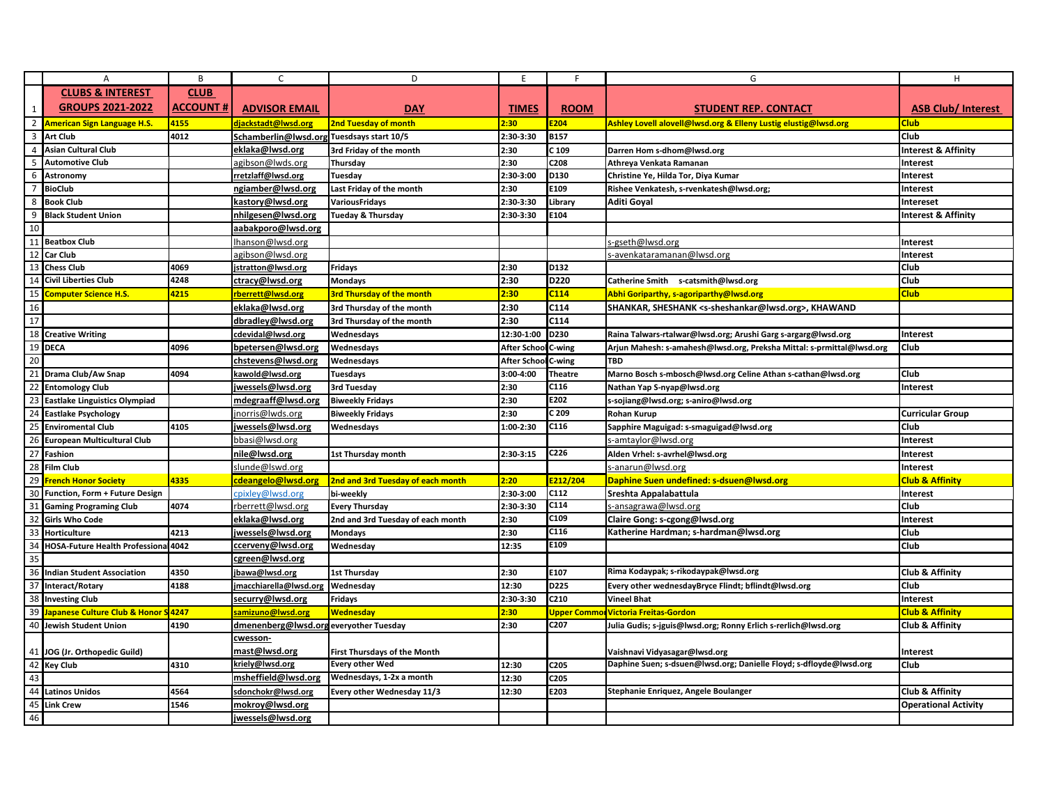| | A | B | C | D | E | F | G | H |
|---|---|---|---|---|---|---|---|---|
| 1 | **CLUBS & INTEREST GROUPS 2021-2022** | **CLUB ACCOUNT #** | **ADVISOR EMAIL** | **DAY** | **TIMES** | **ROOM** | **STUDENT REP. CONTACT** | **ASB Club/ Interest** |
| 2 | American Sign Language H.S. | 4155 | djackstadt@lwsd.org | 2nd Tuesday of month | 2:30 | E204 | Ashley Lovell alovell@lwsd.org & Elleny Lustig elustig@lwsd.org | Club |
| 3 | Art Club | 4012 | Schamberlin@lwsd.org | Tuesdsays start 10/5 | 2:30-3:30 | B157 | | Club |
| 4 | Asian Cultural Club | | eklaka@lwsd.org | 3rd Friday of the month | 2:30 | C 109 | Darren Hom s-dhom@lwsd.org | Interest & Affinity |
| 5 | Automotive Club | | agibson@lwds.org | Thursday | 2:30 | C208 | Athreya Venkata Ramanan | Interest |
| 6 | Astronomy | | rretzlaff@lwsd.org | Tuesday | 2:30-3:00 | D130 | Christine Ye, Hilda Tor, Diya Kumar | Interest |
| 7 | BioClub | | ngiamber@lwsd.org | Last Friday of the month | 2:30 | E109 | Rishee Venkatesh, s-rvenkatesh@lwsd.org; | Interest |
| 8 | Book Club | | kastory@lwsd.org | VariousFridays | 2:30-3:30 | Library | Aditi Goyal | Intereset |
| 9 | Black Student Union | | nhilgesen@lwsd.org | Tueday & Thursday | 2:30-3:30 | E104 | | Interest & Affinity |
| 10 | | | aabakporo@lwsd.org | | | | | |
| 11 | Beatbox Club | | lhanson@lwsd.org | | | | s-gseth@lwsd.org | Interest |
| 12 | Car Club | | agibson@lwsd.org | | | | s-avenkataramanan@lwsd.org | Interest |
| 13 | Chess Club | 4069 | jstratton@lwsd.org | Fridays | 2:30 | D132 | | Club |
| 14 | Civil Liberties Club | 4248 | ctracy@lwsd.org | Mondays | 2:30 | D220 | Catherine Smith s-catsmith@lwsd.org | Club |
| 15 | Computer Science H.S. | 4215 | rberrett@lwsd.org | 3rd Thursday of the month | 2:30 | C114 | Abhi Goriparthy, s-agoriparthy@lwsd.org | Club |
| 16 | | | eklaka@lwsd.org | 3rd Thursday of the month | 2:30 | C114 | SHANKAR, SHESHANK <s-sheshankar@lwsd.org>, KHAWAND | |
| 17 | | | dbradley@lwsd.org | 3rd Thursday of the month | 2:30 | C114 | | |
| 18 | Creative Writing | | cdevidal@lwsd.org | Wednesdays | 12:30-1:00 | D230 | Raina Talwars-rtalwar@lwsd.org; Arushi Garg s-argarg@lwsd.org | Interest |
| 19 | DECA | 4096 | bpetersen@lwsd.org | Wednesdays | After School | C-wing | Arjun Mahesh: s-amahesh@lwsd.org, Preksha Mittal: s-prmittal@lwsd.org | Club |
| 20 | | | chstevens@lwsd.org | Wednesdays | After School | C-wing | TBD | |
| 21 | Drama Club/Aw Snap | 4094 | kawold@lwsd.org | Tuesdays | 3:00-4:00 | Theatre | Marno Bosch s-mbosch@lwsd.org Celine Athan s-cathan@lwsd.org | Club |
| 22 | Entomology Club | | jwessels@lwsd.org | 3rd Tuesday | 2:30 | C116 | Nathan Yap S-nyap@lwsd.org | Interest |
| 23 | Eastlake Linguistics Olympiad | | mdegraaff@lwsd.org | Biweekly Fridays | 2:30 | E202 | s-sojiang@lwsd.org; s-aniro@lwsd.org | |
| 24 | Eastlake Psychology | | jnorris@lwds.org | Biweekly Fridays | 2:30 | C 209 | Rohan Kurup | Curricular Group |
| 25 | Enviromental Club | 4105 | jwessels@lwsd.org | Wednesdays | 1:00-2:30 | C116 | Sapphire Maguigad: s-smaguigad@lwsd.org | Club |
| 26 | European Multicultural Club | | bbasi@lwsd.org | | | | s-amtaylor@lwsd.org | Interest |
| 27 | Fashion | | nile@lwsd.org | 1st Thursday month | 2:30-3:15 | C226 | Alden Vrhel: s-avrhel@lwsd.org | Interest |
| 28 | Film Club | | slunde@lswd.org | | | | s-anarun@lwsd.org | Interest |
| 29 | French Honor Society | 4335 | cdeangelo@lwsd.org | 2nd and 3rd Tuesday of each month | 2:20 | E212/204 | Daphine Suen undefined: s-dsuen@lwsd.org | Club & Affinity |
| 30 | Function, Form + Future Design | | cpixley@lwsd.org | bi-weekly | 2:30-3:00 | C112 | Sreshta Appalabattula | Interest |
| 31 | Gaming Programing Club | 4074 | rberrett@lwsd.org | Every Thursday | 2:30-3:30 | C114 | s-ansagrawa@lwsd.org | Club |
| 32 | Girls Who Code | | eklaka@lwsd.org | 2nd and 3rd Tuesday of each month | 2:30 | C109 | Claire Gong: s-cgong@lwsd.org | Interest |
| 33 | Horticulture | 4213 | jwessels@lwsd.org | Mondays | 2:30 | C116 | Katherine Hardman; s-hardman@lwsd.org | Club |
| 34 | HOSA-Future Health Professiona | 4042 | ccerveny@lwsd.org | Wednesday | 12:35 | E109 | | Club |
| 35 | | | cgreen@lwsd.org | | | | | |
| 36 | Indian Student Association | 4350 | jbawa@lwsd.org | 1st Thursday | 2:30 | E107 | Rima Kodaypak; s-rikodaypak@lwsd.org | Club & Affinity |
| 37 | Interact/Rotary | 4188 | jmacchiarella@lwsd.org | Wednesday | 12:30 | D225 | Every other wednesdayBryce Flindt; bflindt@lwsd.org | Club |
| 38 | Investing Club | | securry@lwsd.org | Fridays | 2:30-3:30 | C210 | Vineel Bhat | Interest |
| 39 | Japanese Culture Club & Honor S | 4247 | samizuno@lwsd.org | Wednesday | 2:30 | Upper Commo | Victoria Freitas-Gordon | Club & Affinity |
| 40 | Jewish Student Union | 4190 | dmenenberg@lwsd.org | everyother Tuesday | 2:30 | C207 | Julia Gudis; s-jguis@lwsd.org; Ronny Erlich s-rerlich@lwsd.org | Club & Affinity |
| 41 | JOG (Jr. Orthopedic Guild) | | cwesson-mast@lwsd.org | First Thursdays of the Month | | | Vaishnavi Vidyasagar@lwsd.org | Interest |
| 42 | Key Club | 4310 | kriely@lwsd.org | Every other Wed | 12:30 | C205 | Daphine Suen; s-dsuen@lwsd.org; Danielle Floyd; s-dfloyde@lwsd.org | Club |
| 43 | | | msheffield@lwsd.org | Wednesdays, 1-2x a month | 12:30 | C205 | | |
| 44 | Latinos Unidos | 4564 | sdonchokr@lwsd.org | Every other Wednesday 11/3 | 12:30 | E203 | Stephanie Enriquez, Angele Boulanger | Club & Affinity |
| 45 | Link Crew | 1546 | mokroy@lwsd.org | | | | | Operational Activity |
| 46 | | | jwessels@lwsd.org | | | | | |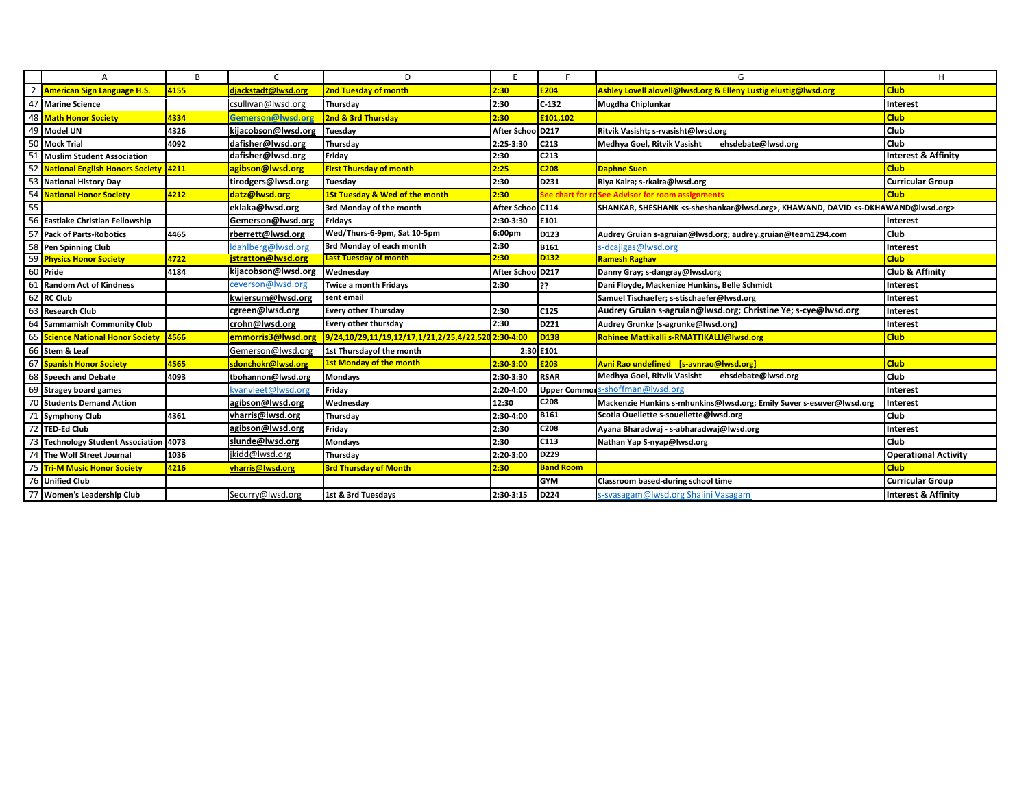| | A | B | C | D | E | F | G | H |
|---|---|---|---|---|---|---|---|---|
| 2 | American Sign Language H.S. | 4155 | djackstadt@lwsd.org | 2nd Tuesday of month | 2:30 | E204 | Ashley Lovell alovell@lwsd.org & Elleny Lustig elustig@lwsd.org | Club |
| 47 | Marine Science | | csullivan@lwsd.org | Thursday | 2:30 | C-132 | Mugdha Chiplunkar | Interest |
| 48 | Math Honor Society | 4334 | Gemerson@lwsd.org | 2nd & 3rd Thursday | 2:30 | E101,102 | | Club |
| 49 | Model UN | 4326 | kijacobson@lwsd.org | Tuesday | After School | D217 | Ritvik Vasisht; s-rvasisht@lwsd.org | Club |
| 50 | Mock Trial | 4092 | dafisher@lwsd.org | Thursday | 2:25-3:30 | C213 | Medhya Goel, Ritvik Vasisht ehsdebate@lwsd.org | Club |
| 51 | Muslim Student Association | | dafisher@lwsd.org | Friday | 2:30 | C213 | | Interest & Affinity |
| 52 | National English Honors Society | 4211 | agibson@lwsd.org | First Thursday of month | 2:25 | C208 | Daphne Suen | Club |
| 53 | National History Day | | tirodgers@lwsd.org | Tuesday | 2:30 | D231 | Riya Kalra; s-rkaira@lwsd.org | Curricular Group |
| 54 | National Honor Society | 4212 | datz@lwsd.org | 1St Tuesday & Wed of the month | 2:30 | See chart for r | See Advisor for room assignments | Club |
| 55 | | | eklaka@lwsd.org | 3rd Monday of the month | After School | C114 | SHANKAR, SHESHANK <s-sheshankar@lwsd.org>, KHAWAND, DAVID <s-DKHAWAND@lwsd.org> | |
| 56 | Eastlake Christian Fellowship | | Gemerson@lwsd.org | Fridays | 2:30-3:30 | E101 | | Interest |
| 57 | Pack of Parts-Robotics | 4465 | rberrett@lwsd.org | Wed/Thurs-6-9pm, Sat 10-5pm | 6:00pm | D123 | Audrey Gruian s-agruian@lwsd.org; audrey.gruian@team1294.com | Club |
| 58 | Pen Spinning Club | | ldahlberg@lwsd.org | 3rd Monday of each month | 2:30 | B161 | s-dcajigas@lwsd.org | Interest |
| 59 | Physics Honor Society | 4722 | jstratton@lwsd.org | Last Tuesday of month | 2:30 | D132 | Ramesh Raghav | Club |
| 60 | Pride | 4184 | kijacobson@lwsd.org | Wednesday | After School | D217 | Danny Gray; s-dangray@lwsd.org | Club & Affinity |
| 61 | Random Act of Kindness | | ceverson@lwsd.org | Twice a month Fridays | 2:30 | ?? | Dani Floyde, Mackenize Hunkins, Belle Schmidt | Interest |
| 62 | RC Club | | kwiersum@lwsd.org | sent email | | | Samuel Tischaefer; s-stischaefer@lwsd.org | Interest |
| 63 | Research Club | | cgreen@lwsd.org | Every other Thursday | 2:30 | C125 | Audrey Gruian s-agruian@lwsd.org; Christine Ye; s-cye@lwsd.org | Interest |
| 64 | Sammamish Community Club | | crohn@lwsd.org | Every other thursday | 2:30 | D221 | Audrey Grunke (s-agrunke@lwsd.org) | Interest |
| 65 | Science National Honor Society | 4566 | emmorris3@lwsd.org | 9/24,10/29,11/19,12/17,1/21,2/25,4/22,5/20 | 2:30-4:00 | D138 | Rohinee Mattikalli s-RMATTIKALLI@lwsd.org | Club |
| 66 | Stem & Leaf | | Gemerson@lwsd.org | 1st Thursdayof the month | 2:30 | E101 | | |
| 67 | Spanish Honor Society | 4565 | sdonchokr@lwsd.org | 1st Monday of the month | 2:30-3:00 | E203 | Avni Rao undefined [s-avnrao@lwsd.org] | Club |
| 68 | Speech and Debate | 4093 | tbohannon@lwsd.org | Mondays | 2:30-3:30 | RSAR | Medhya Goel, Ritvik Vasisht ehsdebate@lwsd.org | Club |
| 69 | Stragey board games | | kvanvleet@lwsd.org | Friday | 2:20-4:00 | Upper Commo | s-shoffman@lwsd.org | Interest |
| 70 | Students Demand Action | | agibson@lwsd.org | Wednesday | 12:30 | C208 | Mackenzie Hunkins s-mhunkins@lwsd.org; Emily Suver s-esuver@lwsd.org | Interest |
| 71 | Symphony Club | 4361 | vharris@lwsd.org | Thursday | 2:30-4:00 | B161 | Scotia Ouellette s-souellette@lwsd.org | Club |
| 72 | TED-Ed Club | | agibson@lwsd.org | Friday | 2:30 | C208 | Ayana Bharadwaj - s-abharadwaj@lwsd.org | Interest |
| 73 | Technology Student Association | 4073 | slunde@lwsd.org | Mondays | 2:30 | C113 | Nathan Yap S-nyap@lwsd.org | Club |
| 74 | The Wolf Street Journal | 1036 | jkidd@lwsd.org | Thursday | 2:20-3:00 | D229 | | Operational Activity |
| 75 | Tri-M Music Honor Society | 4216 | vharris@lwsd.org | 3rd Thursday of Month | 2:30 | Band Room | | Club |
| 76 | Unified Club | | | | | GYM | Classroom based-during school time | Curricular Group |
| 77 | Women's Leadership Club | | Securry@lwsd.org | 1st & 3rd Tuesdays | 2:30-3:15 | D224 | s-svasagam@lwsd.org Shalini Vasagam | Interest & Affinity |